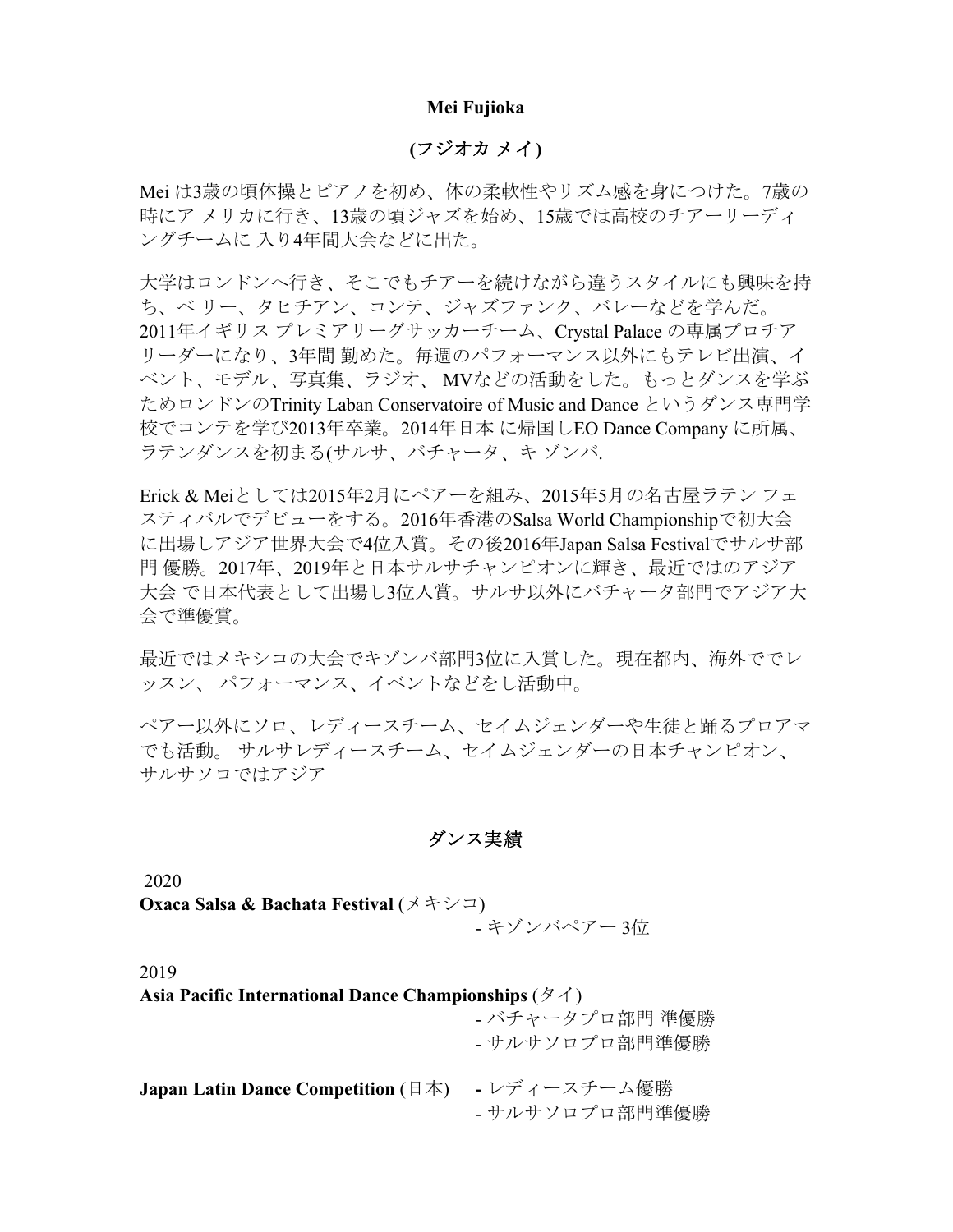**Mei Fujioka**

**(フジオカ メイ)**

Mei は3歳の頃体操とピアノを初め、体の柔軟性やリズム感を身につけた。7歳の時にア メリカに行き、13歳の頃ジャズを始め、15歳では高校のチアーリーディングチームに 入り4年間大会などに出た。

大学はロンドンへ行き、そこでもチアーを続けながら違うスタイルにも興味を持ち、ベ リー、タヒチアン、コンテ、ジャズファンク、バレーなどを学んだ。2011年イギリス プレミアリーグサッカーチーム、Crystal Palace の専属プロチアリーダーになり、3年間 勤めた。毎週のパフォーマンス以外にもテレビ出演、イベント、モデル、写真集、ラジオ、 MVなどの活動をした。もっとダンスを学ぶためロンドンのTrinity Laban Conservatoire of Music and Dance というダンス専門学校でコンテを学び2013年卒業。2014年日本 に帰国しEO Dance Company に所属、ラテンダンスを初まる(サルサ、バチャータ、キ ゾンバ.

Erick & Meiとしては2015年2月にペアーを組み、2015年5月の名古屋ラテン フェスティバルでデビューをする。2016年香港のSalsa World Championshipで初大会に出場しアジア世界大会で4位入賞。その後2016年Japan Salsa Festivalでサルサ部門 優勝。2017年、2019年と日本サルサチャンピオンに輝き、最近ではのアジア大会 で日本代表として出場し3位入賞。サルサ以外にバチャータ部門でアジア大会で準優賞。

最近ではメキシコの大会でキゾンバ部門3位に入賞した。現在都内、海外ででレッスン、 パフォーマンス、イベントなどをし活動中。

ペアー以外にソロ、レディースチーム、セイムジェンダーや生徒と踊るプロアマでも活動。 サルサレディースチーム、セイムジェンダーの日本チャンピオン、サルサソロではアジア

## ダンス実績

2020

**Oxaca Salsa & Bachata Festival** (メキシコ)
- キゾンバペアー 3位

2019

**Asia Pacific International Dance Championships** (タイ)
- バチャータプロ部門 準優勝
- サルサソロプロ部門準優勝

**Japan Latin Dance Competition** (日本)
- レディースチーム優勝
- サルサソロプロ部門準優勝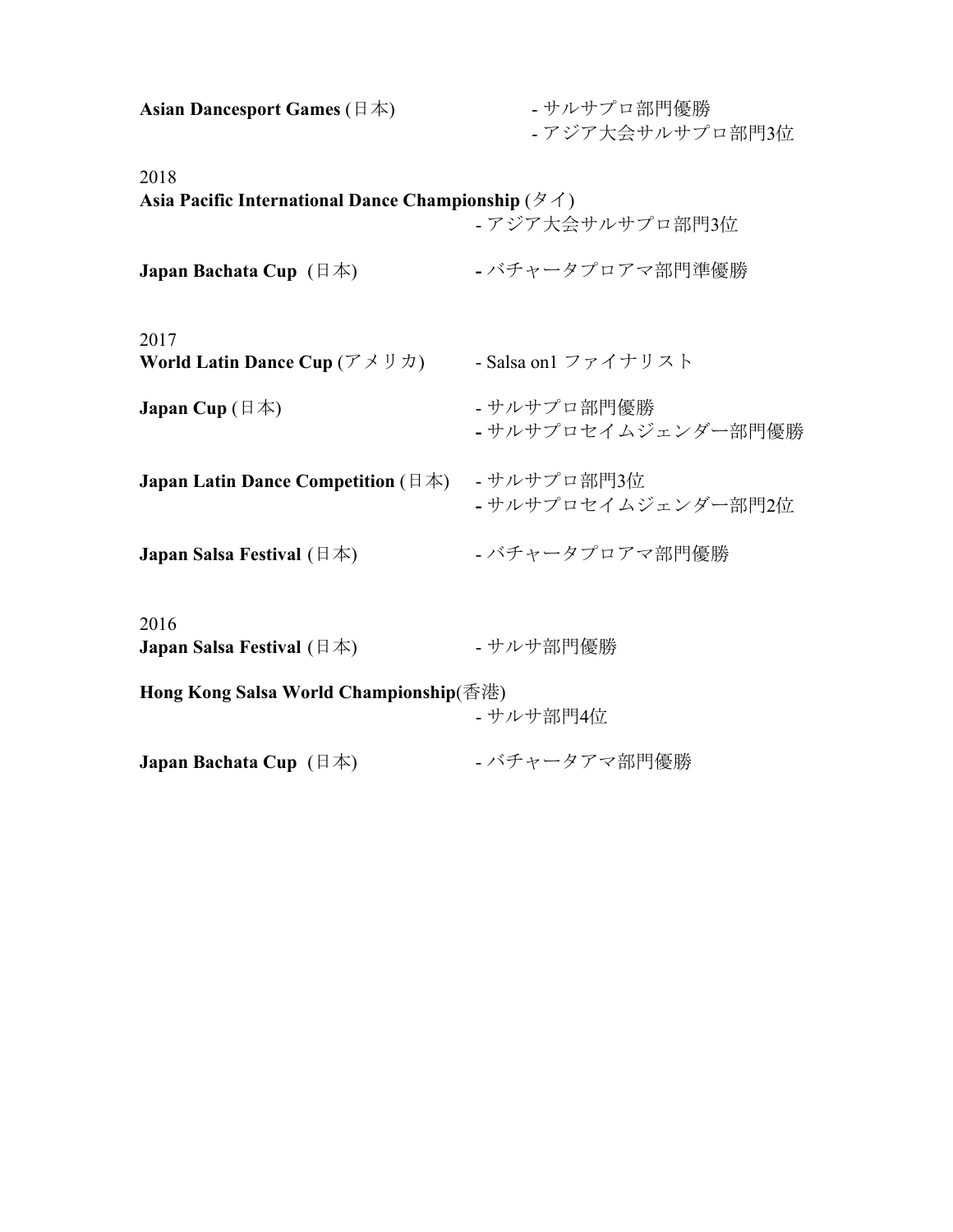**Asian Dancesport Games** (日本)
- サルサプロ部門優勝
- アジア大会サルサプロ部門3位

2018

**Asia Pacific International Dance Championship** (タイ)
- アジア大会サルサプロ部門3位

**Japan Bachata Cup** (日本)
- バチャータプロアマ部門準優勝

2017

**World Latin Dance Cup** (アメリカ)
- Salsa on1 ファイナリスト

**Japan Cup** (日本)
- サルサプロ部門優勝
- サルサプロセイムジェンダー部門優勝

**Japan Latin Dance Competition** (日本)
- サルサプロ部門3位
- サルサプロセイムジェンダー部門2位

**Japan Salsa Festival** (日本)
- バチャータプロアマ部門優勝

2016

**Japan Salsa Festival** (日本)
- サルサ部門優勝

**Hong Kong Salsa World Championship**(香港)
- サルサ部門4位

**Japan Bachata Cup** (日本)
- バチャータアマ部門優勝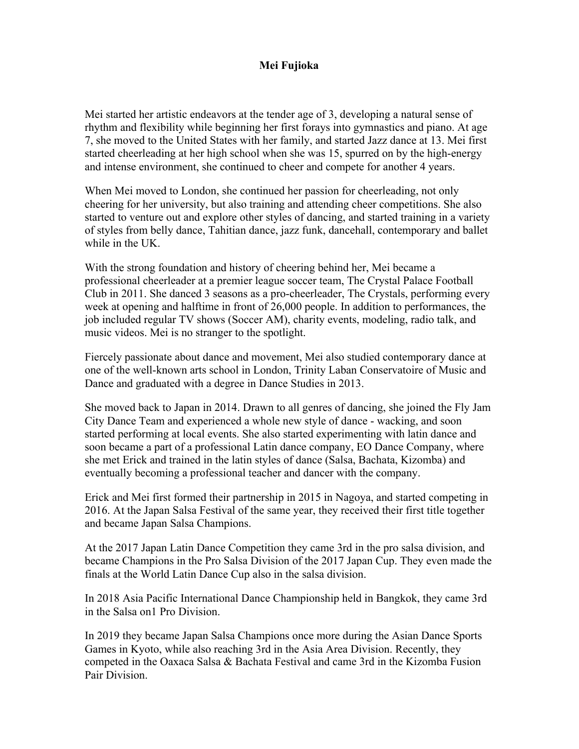# Mei Fujioka

Mei started her artistic endeavors at the tender age of 3, developing a natural sense of rhythm and flexibility while beginning her first forays into gymnastics and piano. At age 7, she moved to the United States with her family, and started Jazz dance at 13. Mei first started cheerleading at her high school when she was 15, spurred on by the high-energy and intense environment, she continued to cheer and compete for another 4 years.

When Mei moved to London, she continued her passion for cheerleading, not only cheering for her university, but also training and attending cheer competitions. She also started to venture out and explore other styles of dancing, and started training in a variety of styles from belly dance, Tahitian dance, jazz funk, dancehall, contemporary and ballet while in the UK.

With the strong foundation and history of cheering behind her, Mei became a professional cheerleader at a premier league soccer team, The Crystal Palace Football Club in 2011. She danced 3 seasons as a pro-cheerleader, The Crystals, performing every week at opening and halftime in front of 26,000 people. In addition to performances, the job included regular TV shows (Soccer AM), charity events, modeling, radio talk, and music videos. Mei is no stranger to the spotlight.

Fiercely passionate about dance and movement, Mei also studied contemporary dance at one of the well-known arts school in London, Trinity Laban Conservatoire of Music and Dance and graduated with a degree in Dance Studies in 2013.

She moved back to Japan in 2014. Drawn to all genres of dancing, she joined the Fly Jam City Dance Team and experienced a whole new style of dance - wacking, and soon started performing at local events. She also started experimenting with latin dance and soon became a part of a professional Latin dance company, EO Dance Company, where she met Erick and trained in the latin styles of dance (Salsa, Bachata, Kizomba) and eventually becoming a professional teacher and dancer with the company.

Erick and Mei first formed their partnership in 2015 in Nagoya, and started competing in 2016. At the Japan Salsa Festival of the same year, they received their first title together and became Japan Salsa Champions.

At the 2017 Japan Latin Dance Competition they came 3rd in the pro salsa division, and became Champions in the Pro Salsa Division of the 2017 Japan Cup. They even made the finals at the World Latin Dance Cup also in the salsa division.

In 2018 Asia Pacific International Dance Championship held in Bangkok, they came 3rd in the Salsa on1 Pro Division.

In 2019 they became Japan Salsa Champions once more during the Asian Dance Sports Games in Kyoto, while also reaching 3rd in the Asia Area Division. Recently, they competed in the Oaxaca Salsa & Bachata Festival and came 3rd in the Kizomba Fusion Pair Division.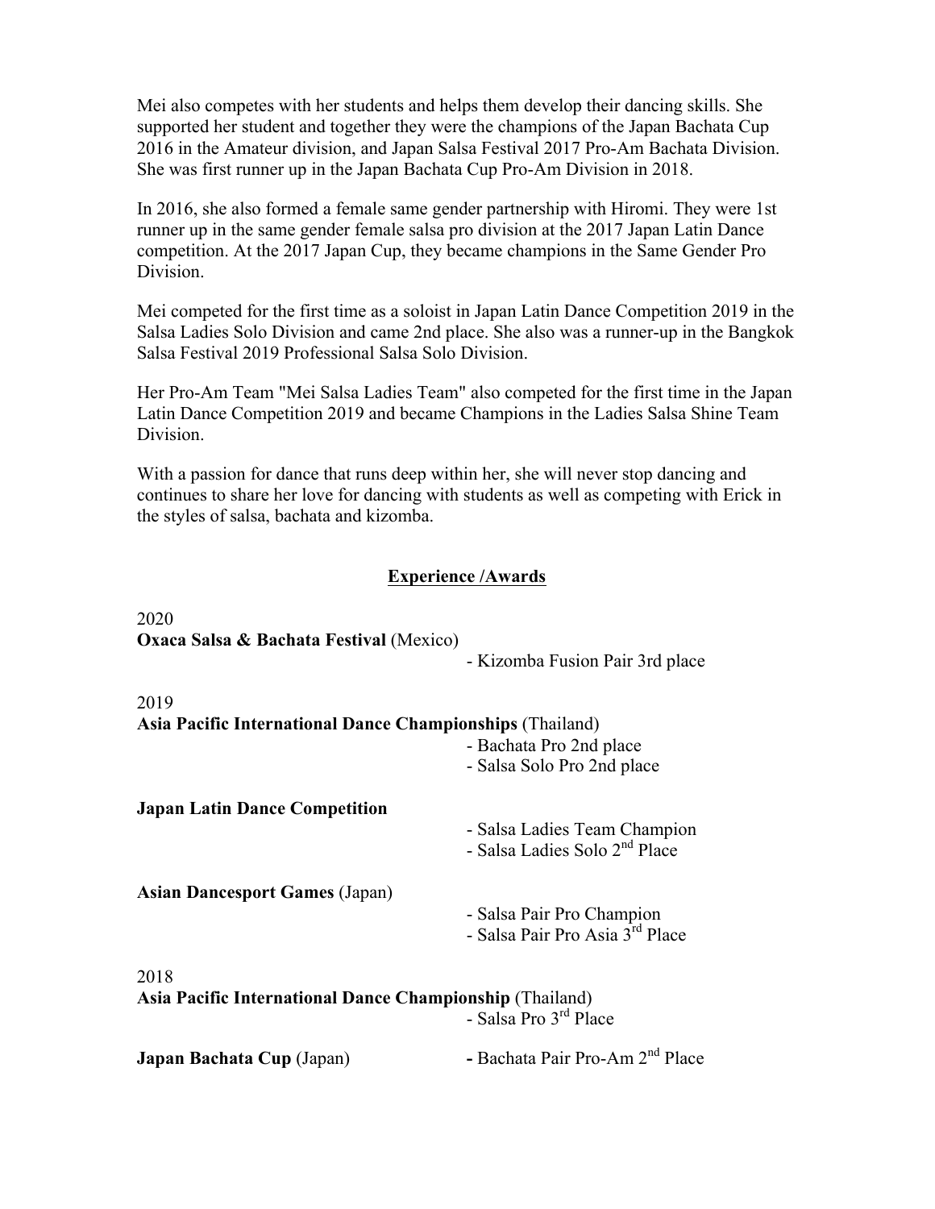Mei also competes with her students and helps them develop their dancing skills. She supported her student and together they were the champions of the Japan Bachata Cup 2016 in the Amateur division, and Japan Salsa Festival 2017 Pro-Am Bachata Division. She was first runner up in the Japan Bachata Cup Pro-Am Division in 2018.

In 2016, she also formed a female same gender partnership with Hiromi. They were 1st runner up in the same gender female salsa pro division at the 2017 Japan Latin Dance competition. At the 2017 Japan Cup, they became champions in the Same Gender Pro Division.

Mei competed for the first time as a soloist in Japan Latin Dance Competition 2019 in the Salsa Ladies Solo Division and came 2nd place. She also was a runner-up in the Bangkok Salsa Festival 2019 Professional Salsa Solo Division.

Her Pro-Am Team "Mei Salsa Ladies Team" also competed for the first time in the Japan Latin Dance Competition 2019 and became Champions in the Ladies Salsa Shine Team Division.

With a passion for dance that runs deep within her, she will never stop dancing and continues to share her love for dancing with students as well as competing with Erick in the styles of salsa, bachata and kizomba.

## Experience /Awards

2020

**Oxaca Salsa & Bachata Festival** (Mexico)

- Kizomba Fusion Pair 3rd place

2019

**Asia Pacific International Dance Championships** (Thailand)

- Bachata Pro 2nd place
- Salsa Solo Pro 2nd place

**Japan Latin Dance Competition**

- Salsa Ladies Team Champion
- Salsa Ladies Solo 2nd Place

**Asian Dancesport Games** (Japan)

- Salsa Pair Pro Champion
- Salsa Pair Pro Asia 3rd Place

2018

**Asia Pacific International Dance Championship** (Thailand)

- Salsa Pro 3rd Place

**Japan Bachata Cup** (Japan)

- Bachata Pair Pro-Am 2nd Place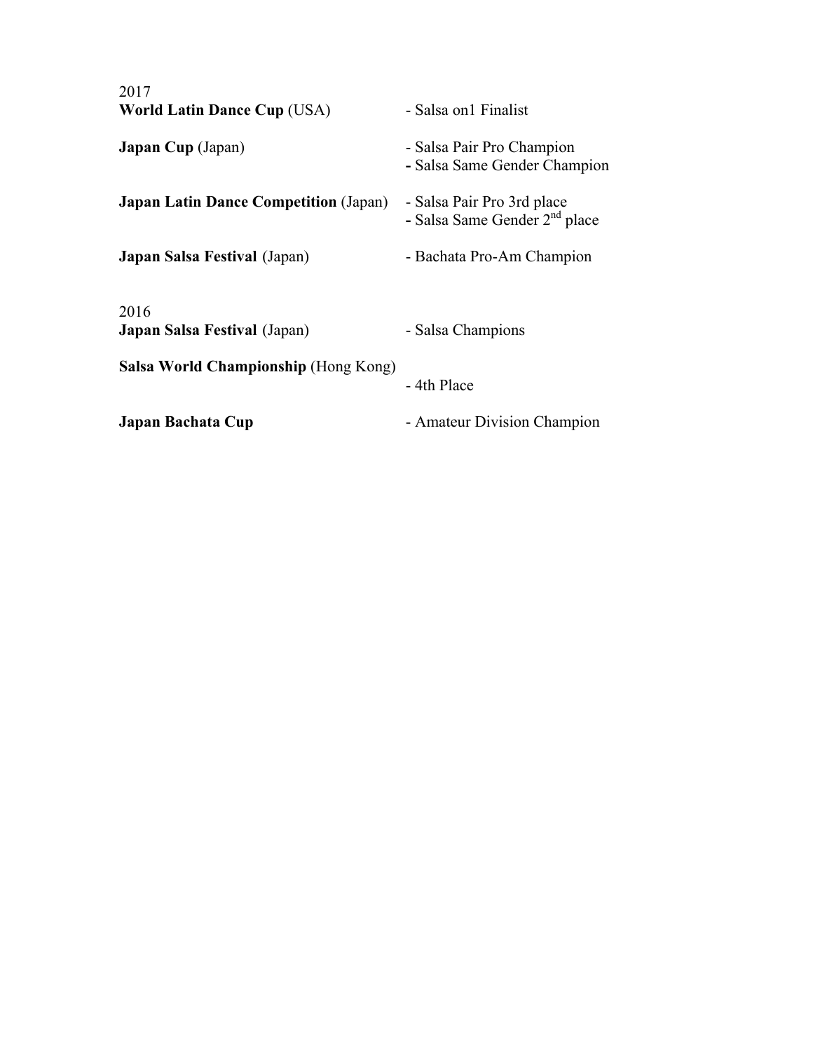2017

| | |
|---|---|
| **World Latin Dance Cup** (USA) | - Salsa on1 Finalist |
| **Japan Cup** (Japan) | - Salsa Pair Pro Champion<br>- Salsa Same Gender Champion |
| **Japan Latin Dance Competition** (Japan) | - Salsa Pair Pro 3rd place<br>- Salsa Same Gender 2nd place |
| **Japan Salsa Festival** (Japan) | - Bachata Pro-Am Champion |

2016

| | |
|---|---|
| **Japan Salsa Festival** (Japan) | - Salsa Champions |
| **Salsa World Championship** (Hong Kong) | - 4th Place |
| **Japan Bachata Cup** | - Amateur Division Champion |